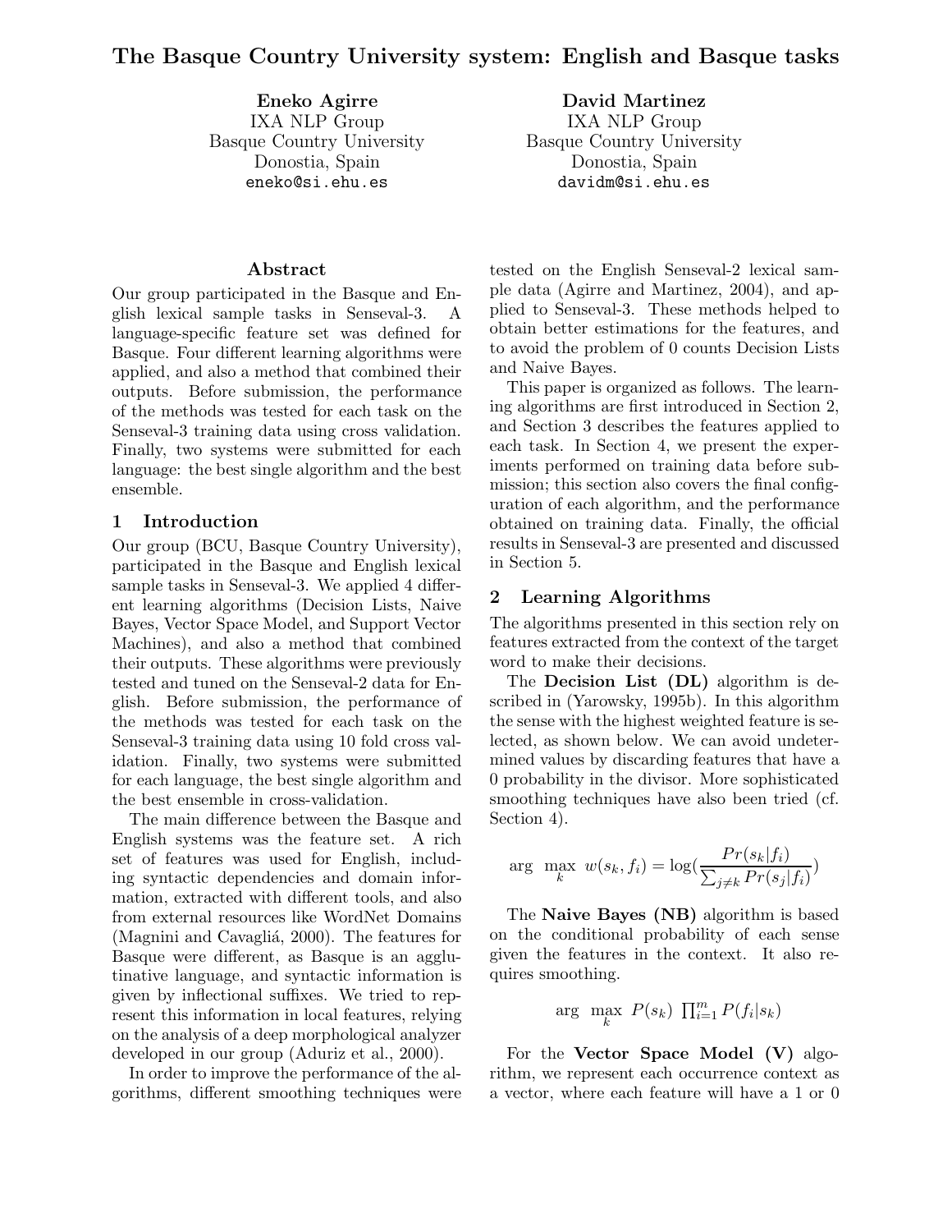# The Basque Country University system: English and Basque tasks

**Eneko Agirre**
IXA NLP Group
Basque Country University
Donostia, Spain
eneko@si.ehu.es

**David Martinez**
IXA NLP Group
Basque Country University
Donostia, Spain
davidm@si.ehu.es

### Abstract

Our group participated in the Basque and English lexical sample tasks in Senseval-3. A language-specific feature set was defined for Basque. Four different learning algorithms were applied, and also a method that combined their outputs. Before submission, the performance of the methods was tested for each task on the Senseval-3 training data using cross validation. Finally, two systems were submitted for each language: the best single algorithm and the best ensemble.

## 1 Introduction

Our group (BCU, Basque Country University), participated in the Basque and English lexical sample tasks in Senseval-3. We applied 4 different learning algorithms (Decision Lists, Naive Bayes, Vector Space Model, and Support Vector Machines), and also a method that combined their outputs. These algorithms were previously tested and tuned on the Senseval-2 data for English. Before submission, the performance of the methods was tested for each task on the Senseval-3 training data using 10 fold cross validation. Finally, two systems were submitted for each language, the best single algorithm and the best ensemble in cross-validation.

The main difference between the Basque and English systems was the feature set. A rich set of features was used for English, including syntactic dependencies and domain information, extracted with different tools, and also from external resources like WordNet Domains (Magnini and Cavagliá, 2000). The features for Basque were different, as Basque is an agglutinative language, and syntactic information is given by inflectional suffixes. We tried to represent this information in local features, relying on the analysis of a deep morphological analyzer developed in our group (Aduriz et al., 2000).

In order to improve the performance of the algorithms, different smoothing techniques were tested on the English Senseval-2 lexical sample data (Agirre and Martinez, 2004), and applied to Senseval-3. These methods helped to obtain better estimations for the features, and to avoid the problem of 0 counts Decision Lists and Naive Bayes.

This paper is organized as follows. The learning algorithms are first introduced in Section 2, and Section 3 describes the features applied to each task. In Section 4, we present the experiments performed on training data before submission; this section also covers the final configuration of each algorithm, and the performance obtained on training data. Finally, the official results in Senseval-3 are presented and discussed in Section 5.

## 2 Learning Algorithms

The algorithms presented in this section rely on features extracted from the context of the target word to make their decisions.

The **Decision List (DL)** algorithm is described in (Yarowsky, 1995b). In this algorithm the sense with the highest weighted feature is selected, as shown below. We can avoid undetermined values by discarding features that have a 0 probability in the divisor. More sophisticated smoothing techniques have also been tried (cf. Section 4).

$$\arg \max_k \ w(s_k, f_i) = \log\left(\frac{Pr(s_k|f_i)}{\sum_{j \neq k} Pr(s_j|f_i)}\right)$$

The **Naive Bayes (NB)** algorithm is based on the conditional probability of each sense given the features in the context. It also requires smoothing.

$$\arg \max_k \ P(s_k) \ \textstyle\prod_{i=1}^{m} P(f_i|s_k)$$

For the **Vector Space Model (V)** algorithm, we represent each occurrence context as a vector, where each feature will have a 1 or 0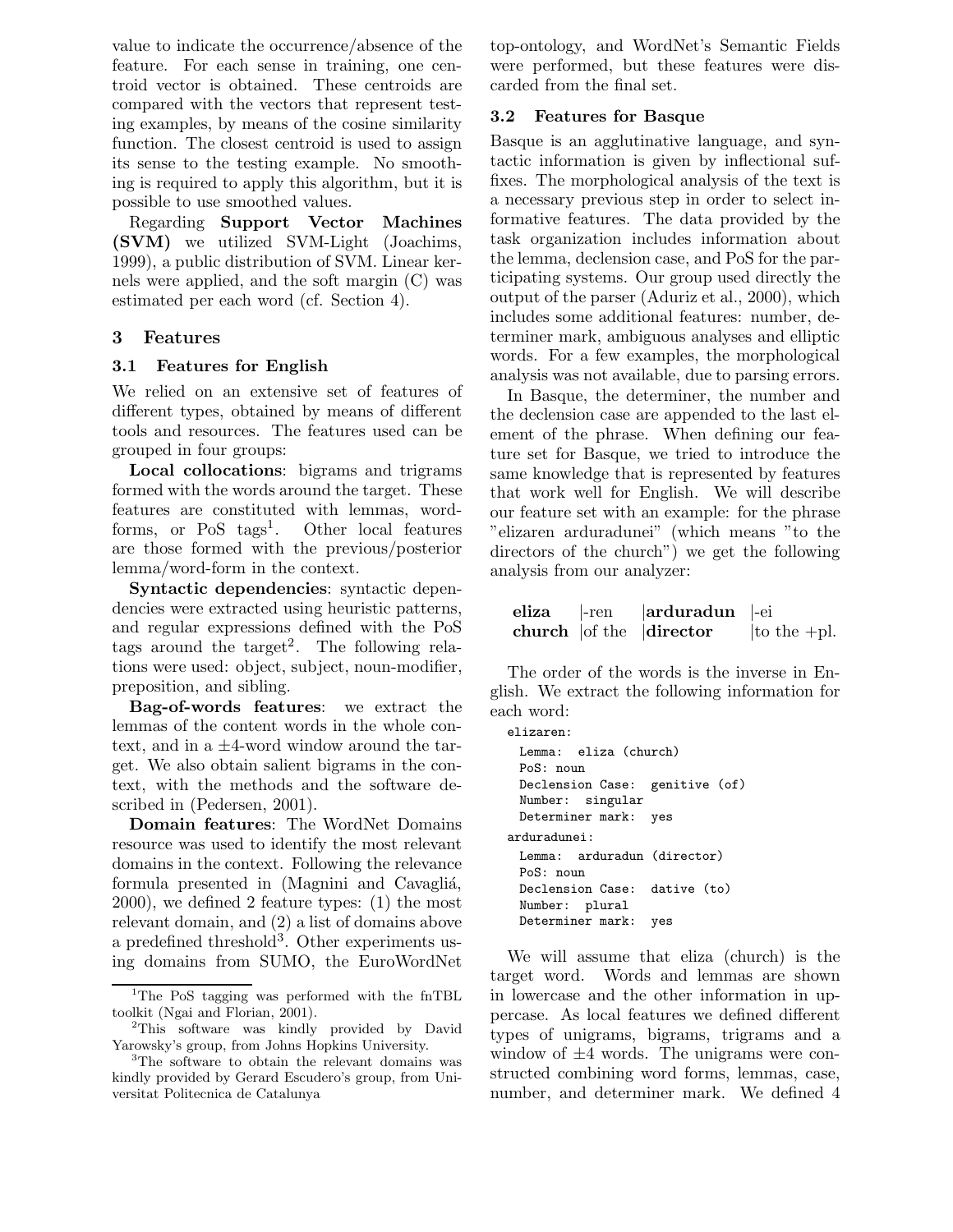value to indicate the occurrence/absence of the feature. For each sense in training, one centroid vector is obtained. These centroids are compared with the vectors that represent testing examples, by means of the cosine similarity function. The closest centroid is used to assign its sense to the testing example. No smoothing is required to apply this algorithm, but it is possible to use smoothed values.

Regarding **Support Vector Machines (SVM)** we utilized SVM-Light (Joachims, 1999), a public distribution of SVM. Linear kernels were applied, and the soft margin (C) was estimated per each word (cf. Section 4).

## 3 Features

### 3.1 Features for English

We relied on an extensive set of features of different types, obtained by means of different tools and resources. The features used can be grouped in four groups:

**Local collocations**: bigrams and trigrams formed with the words around the target. These features are constituted with lemmas, word-forms, or PoS tags[1]. Other local features are those formed with the previous/posterior lemma/word-form in the context.

**Syntactic dependencies**: syntactic dependencies were extracted using heuristic patterns, and regular expressions defined with the PoS tags around the target[2]. The following relations were used: object, subject, noun-modifier, preposition, and sibling.

**Bag-of-words features**: we extract the lemmas of the content words in the whole context, and in a ±4-word window around the target. We also obtain salient bigrams in the context, with the methods and the software described in (Pedersen, 2001).

**Domain features**: The WordNet Domains resource was used to identify the most relevant domains in the context. Following the relevance formula presented in (Magnini and Cavagliá, 2000), we defined 2 feature types: (1) the most relevant domain, and (2) a list of domains above a predefined threshold[3]. Other experiments using domains from SUMO, the EuroWordNet top-ontology, and WordNet's Semantic Fields were performed, but these features were discarded from the final set.

[1] The PoS tagging was performed with the fnTBL toolkit (Ngai and Florian, 2001).

[2] This software was kindly provided by David Yarowsky's group, from Johns Hopkins University.

[3] The software to obtain the relevant domains was kindly provided by Gerard Escudero's group, from Universitat Politecnica de Catalunya

### 3.2 Features for Basque

Basque is an agglutinative language, and syntactic information is given by inflectional suffixes. The morphological analysis of the text is a necessary previous step in order to select informative features. The data provided by the task organization includes information about the lemma, declension case, and PoS for the participating systems. Our group used directly the output of the parser (Aduriz et al., 2000), which includes some additional features: number, determiner mark, ambiguous analyses and elliptic words. For a few examples, the morphological analysis was not available, due to parsing errors.

In Basque, the determiner, the number and the declension case are appended to the last element of the phrase. When defining our feature set for Basque, we tried to introduce the same knowledge that is represented by features that work well for English. We will describe our feature set with an example: for the phrase "elizaren arduradunei" (which means "to the directors of the church") we get the following analysis from our analyzer:

| **eliza** | -ren | **arduradun** | -ei |
|---|---|---|---|
| **church** | of the | **director** | to the +pl. |

The order of the words is the inverse in English. We extract the following information for each word:

```
elizaren:
  Lemma: eliza (church)
  PoS: noun
  Declension Case: genitive (of)
  Number: singular
  Determiner mark: yes
arduradunei:
  Lemma: arduradun (director)
  PoS: noun
  Declension Case: dative (to)
  Number: plural
  Determiner mark: yes
```

We will assume that eliza (church) is the target word. Words and lemmas are shown in lowercase and the other information in uppercase. As local features we defined different types of unigrams, bigrams, trigrams and a window of ±4 words. The unigrams were constructed combining word forms, lemmas, case, number, and determiner mark. We defined 4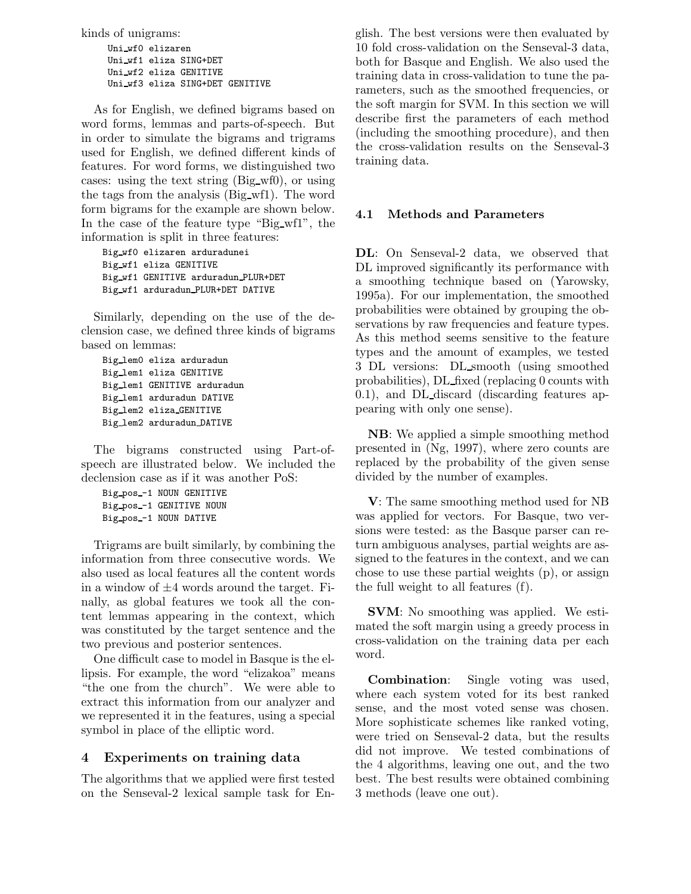kinds of unigrams:

```
Uni_wf0 elizaren
Uni_wf1 eliza SING+DET
Uni_wf2 eliza GENITIVE
Uni_wf3 eliza SING+DET GENITIVE
```

As for English, we defined bigrams based on word forms, lemmas and parts-of-speech. But in order to simulate the bigrams and trigrams used for English, we defined different kinds of features. For word forms, we distinguished two cases: using the text string (Big_wf0), or using the tags from the analysis (Big_wf1). The word form bigrams for the example are shown below. In the case of the feature type "Big_wf1", the information is split in three features:

```
Big_wf0 elizaren arduradunei
Big_wf1 eliza GENITIVE
Big_wf1 GENITIVE arduradun_PLUR+DET
Big_wf1 arduradun_PLUR+DET DATIVE
```

Similarly, depending on the use of the declension case, we defined three kinds of bigrams based on lemmas:

```
Big_lem0 eliza arduradun
Big_lem1 eliza GENITIVE
Big_lem1 GENITIVE arduradun
Big_lem1 arduradun DATIVE
Big_lem2 eliza_GENITIVE
Big_lem2 arduradun_DATIVE
```

The bigrams constructed using Part-of-speech are illustrated below. We included the declension case as if it was another PoS:

```
Big_pos_-1 NOUN GENITIVE
Big_pos_-1 GENITIVE NOUN
Big_pos_-1 NOUN DATIVE
```

Trigrams are built similarly, by combining the information from three consecutive words. We also used as local features all the content words in a window of $\pm 4$ words around the target. Finally, as global features we took all the content lemmas appearing in the context, which was constituted by the target sentence and the two previous and posterior sentences.

One difficult case to model in Basque is the ellipsis. For example, the word "elizakoa" means "the one from the church". We were able to extract this information from our analyzer and we represented it in the features, using a special symbol in place of the elliptic word.

## 4 Experiments on training data

The algorithms that we applied were first tested on the Senseval-2 lexical sample task for English. The best versions were then evaluated by 10 fold cross-validation on the Senseval-3 data, both for Basque and English. We also used the training data in cross-validation to tune the parameters, such as the smoothed frequencies, or the soft margin for SVM. In this section we will describe first the parameters of each method (including the smoothing procedure), and then the cross-validation results on the Senseval-3 training data.

### 4.1 Methods and Parameters

**DL**: On Senseval-2 data, we observed that DL improved significantly its performance with a smoothing technique based on (Yarowsky, 1995a). For our implementation, the smoothed probabilities were obtained by grouping the observations by raw frequencies and feature types. As this method seems sensitive to the feature types and the amount of examples, we tested 3 DL versions: DL_smooth (using smoothed probabilities), DL_fixed (replacing 0 counts with 0.1), and DL_discard (discarding features appearing with only one sense).

**NB**: We applied a simple smoothing method presented in (Ng, 1997), where zero counts are replaced by the probability of the given sense divided by the number of examples.

**V**: The same smoothing method used for NB was applied for vectors. For Basque, two versions were tested: as the Basque parser can return ambiguous analyses, partial weights are assigned to the features in the context, and we can chose to use these partial weights (p), or assign the full weight to all features (f).

**SVM**: No smoothing was applied. We estimated the soft margin using a greedy process in cross-validation on the training data per each word.

**Combination**: Single voting was used, where each system voted for its best ranked sense, and the most voted sense was chosen. More sophisticate schemes like ranked voting, were tried on Senseval-2 data, but the results did not improve. We tested combinations of the 4 algorithms, leaving one out, and the two best. The best results were obtained combining 3 methods (leave one out).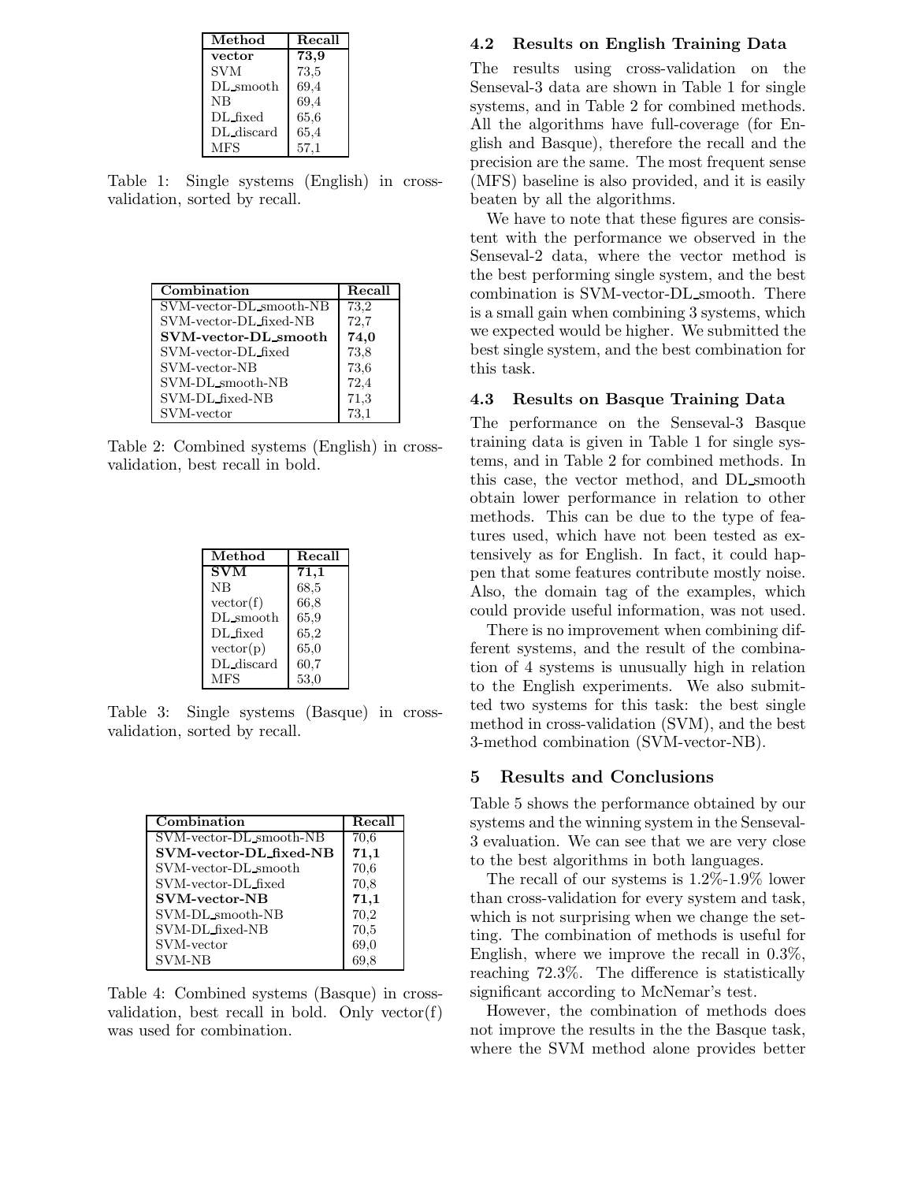| Method | Recall |
| --- | --- |
| **vector** | **73,9** |
| SVM | 73,5 |
| DL_smooth | 69,4 |
| NB | 69,4 |
| DL_fixed | 65,6 |
| DL_discard | 65,4 |
| MFS | 57,1 |

Table 1: Single systems (English) in cross-validation, sorted by recall.

| Combination | Recall |
| --- | --- |
| SVM-vector-DL_smooth-NB | 73,2 |
| SVM-vector-DL_fixed-NB | 72,7 |
| **SVM-vector-DL_smooth** | **74,0** |
| SVM-vector-DL_fixed | 73,8 |
| SVM-vector-NB | 73,6 |
| SVM-DL_smooth-NB | 72,4 |
| SVM-DL_fixed-NB | 71,3 |
| SVM-vector | 73,1 |

Table 2: Combined systems (English) in cross-validation, best recall in bold.

| Method | Recall |
| --- | --- |
| **SVM** | **71,1** |
| NB | 68,5 |
| vector(f) | 66,8 |
| DL_smooth | 65,9 |
| DL_fixed | 65,2 |
| vector(p) | 65,0 |
| DL_discard | 60,7 |
| MFS | 53,0 |

Table 3: Single systems (Basque) in cross-validation, sorted by recall.

| Combination | Recall |
| --- | --- |
| SVM-vector-DL_smooth-NB | 70,6 |
| **SVM-vector-DL_fixed-NB** | **71,1** |
| SVM-vector-DL_smooth | 70,6 |
| SVM-vector-DL_fixed | 70,8 |
| **SVM-vector-NB** | **71,1** |
| SVM-DL_smooth-NB | 70,2 |
| SVM-DL_fixed-NB | 70,5 |
| SVM-vector | 69,0 |
| SVM-NB | 69,8 |

Table 4: Combined systems (Basque) in cross-validation, best recall in bold. Only vector(f) was used for combination.

### 4.2 Results on English Training Data

The results using cross-validation on the Senseval-3 data are shown in Table 1 for single systems, and in Table 2 for combined methods. All the algorithms have full-coverage (for English and Basque), therefore the recall and the precision are the same. The most frequent sense (MFS) baseline is also provided, and it is easily beaten by all the algorithms.

We have to note that these figures are consistent with the performance we observed in the Senseval-2 data, where the vector method is the best performing single system, and the best combination is SVM-vector-DL_smooth. There is a small gain when combining 3 systems, which we expected would be higher. We submitted the best single system, and the best combination for this task.

### 4.3 Results on Basque Training Data

The performance on the Senseval-3 Basque training data is given in Table 1 for single systems, and in Table 2 for combined methods. In this case, the vector method, and DL_smooth obtain lower performance in relation to other methods. This can be due to the type of features used, which have not been tested as extensively as for English. In fact, it could happen that some features contribute mostly noise. Also, the domain tag of the examples, which could provide useful information, was not used.

There is no improvement when combining different systems, and the result of the combination of 4 systems is unusually high in relation to the English experiments. We also submitted two systems for this task: the best single method in cross-validation (SVM), and the best 3-method combination (SVM-vector-NB).

## 5 Results and Conclusions

Table 5 shows the performance obtained by our systems and the winning system in the Senseval-3 evaluation. We can see that we are very close to the best algorithms in both languages.

The recall of our systems is 1.2%-1.9% lower than cross-validation for every system and task, which is not surprising when we change the setting. The combination of methods is useful for English, where we improve the recall in 0.3%, reaching 72.3%. The difference is statistically significant according to McNemar's test.

However, the combination of methods does not improve the results in the the Basque task, where the SVM method alone provides better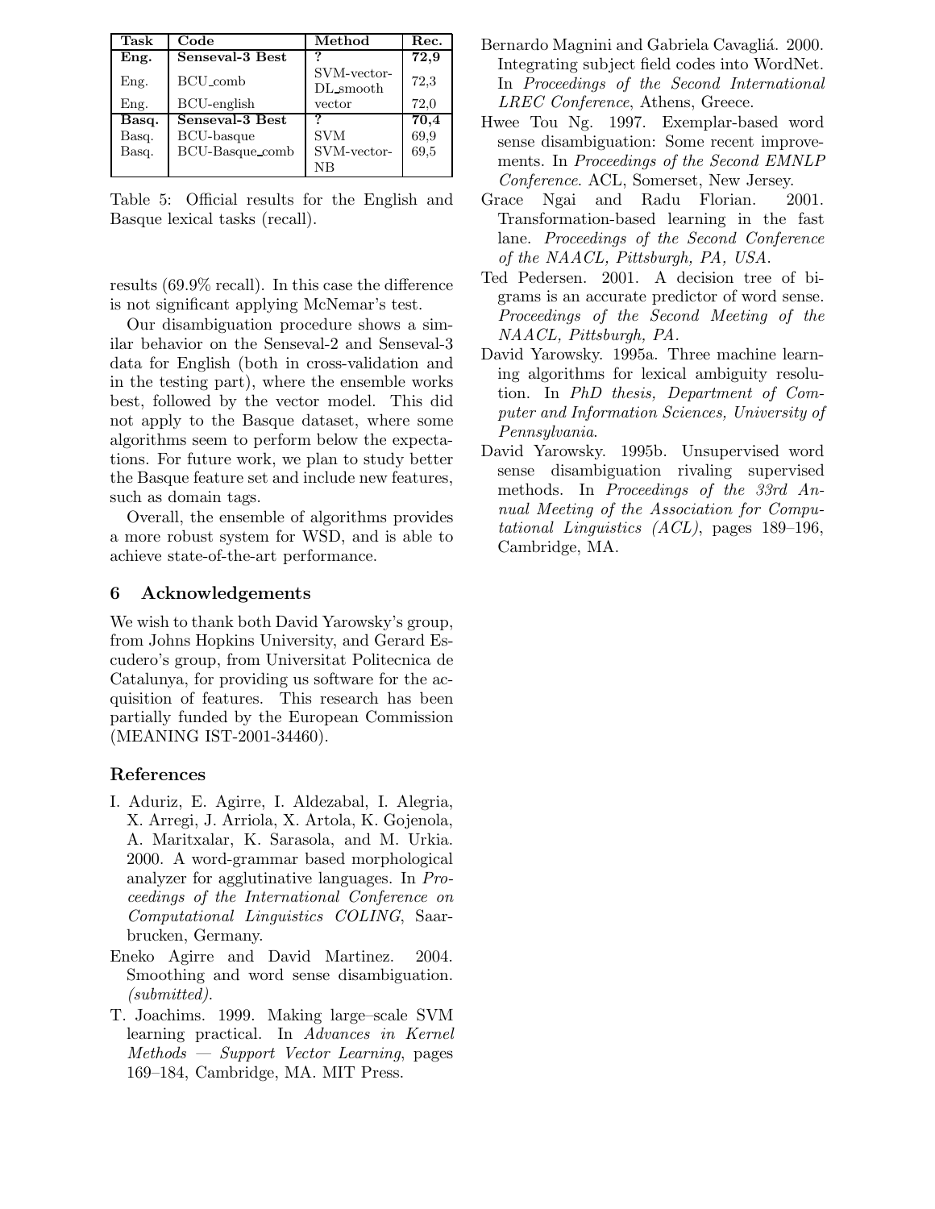| Task | Code | Method | Rec. |
|---|---|---|---|
| **Eng.** | **Senseval-3 Best** | **?** | **72,9** |
| Eng. | BCU_comb | SVM-vector-DL_smooth | 72,3 |
| Eng. | BCU-english | vector | 72,0 |
| **Basq.** | **Senseval-3 Best** | **?** | **70,4** |
| Basq. | BCU-basque | SVM | 69,9 |
| Basq. | BCU-Basque_comb | SVM-vector-NB | 69,5 |

Table 5: Official results for the English and Basque lexical tasks (recall).

results (69.9% recall). In this case the difference is not significant applying McNemar's test.

Our disambiguation procedure shows a similar behavior on the Senseval-2 and Senseval-3 data for English (both in cross-validation and in the testing part), where the ensemble works best, followed by the vector model. This did not apply to the Basque dataset, where some algorithms seem to perform below the expectations. For future work, we plan to study better the Basque feature set and include new features, such as domain tags.

Overall, the ensemble of algorithms provides a more robust system for WSD, and is able to achieve state-of-the-art performance.

## 6 Acknowledgements

We wish to thank both David Yarowsky's group, from Johns Hopkins University, and Gerard Escudero's group, from Universitat Politecnica de Catalunya, for providing us software for the acquisition of features. This research has been partially funded by the European Commission (MEANING IST-2001-34460).

## References

I. Aduriz, E. Agirre, I. Aldezabal, I. Alegria, X. Arregi, J. Arriola, X. Artola, K. Gojenola, A. Maritxalar, K. Sarasola, and M. Urkia. 2000. A word-grammar based morphological analyzer for agglutinative languages. In *Proceedings of the International Conference on Computational Linguistics COLING*, Saarbrucken, Germany.

Eneko Agirre and David Martinez. 2004. Smoothing and word sense disambiguation. *(submitted)*.

T. Joachims. 1999. Making large–scale SVM learning practical. In *Advances in Kernel Methods — Support Vector Learning*, pages 169–184, Cambridge, MA. MIT Press.

Bernardo Magnini and Gabriela Cavagliá. 2000. Integrating subject field codes into WordNet. In *Proceedings of the Second International LREC Conference*, Athens, Greece.

Hwee Tou Ng. 1997. Exemplar-based word sense disambiguation: Some recent improvements. In *Proceedings of the Second EMNLP Conference*. ACL, Somerset, New Jersey.

Grace Ngai and Radu Florian. 2001. Transformation-based learning in the fast lane. *Proceedings of the Second Conference of the NAACL, Pittsburgh, PA, USA*.

Ted Pedersen. 2001. A decision tree of bigrams is an accurate predictor of word sense. *Proceedings of the Second Meeting of the NAACL, Pittsburgh, PA*.

David Yarowsky. 1995a. Three machine learning algorithms for lexical ambiguity resolution. In *PhD thesis, Department of Computer and Information Sciences, University of Pennsylvania*.

David Yarowsky. 1995b. Unsupervised word sense disambiguation rivaling supervised methods. In *Proceedings of the 33rd Annual Meeting of the Association for Computational Linguistics (ACL)*, pages 189–196, Cambridge, MA.